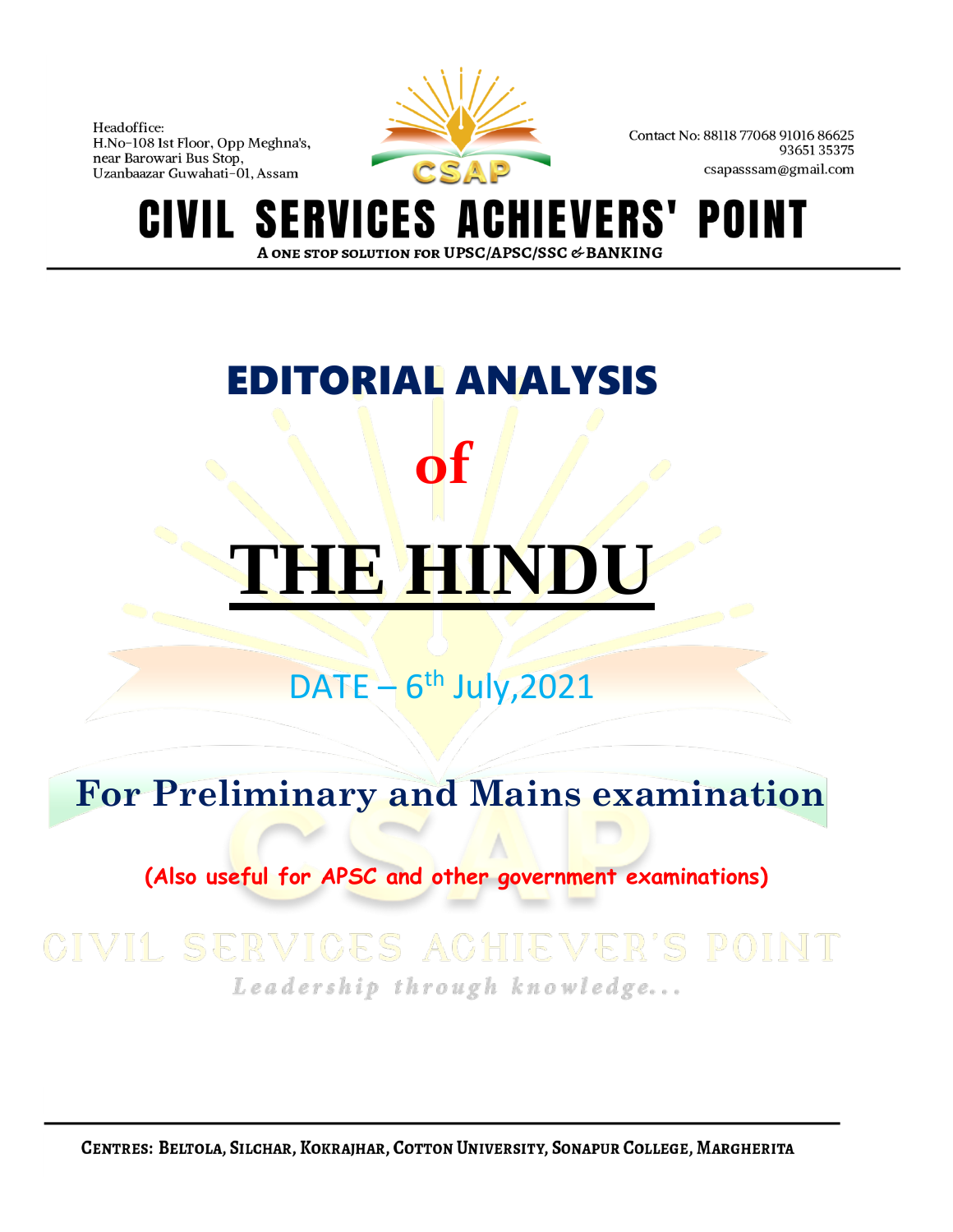Headoffice:
H.No-108 Ist Floor, Opp Meghna's,
near Barowari Bus Stop,
Uzanbaazar Guwahati-01, Assam

CSAP

Contact No: 88118 77068 91016 86625
93651 35375
csapasssam@gmail.com

# CIVIL SERVICES ACHIEVERS' POINT

A ONE STOP SOLUTION FOR UPSC/APSC/SSC & BANKING

# EDITORIAL ANALYSIS

# of

# THE HINDU

DATE – 6th July,2021

## For Preliminary and Mains examination

**(Also useful for APSC and other government examinations)**

CIVIL SERVICES ACHIEVER'S POINT

*Leadership through knowledge...*

CENTRES: BELTOLA, SILCHAR, KOKRAJHAR, COTTON UNIVERSITY, SONAPUR COLLEGE, MARGHERITA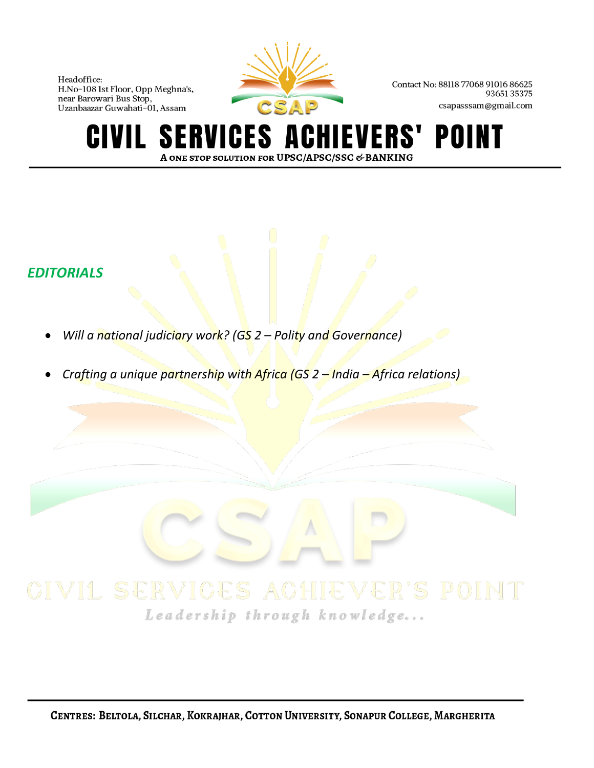## *EDITORIALS*

- *Will a national judiciary work? (GS 2 – Polity and Governance)*
- *Crafting a unique partnership with Africa (GS 2 – India – Africa relations)*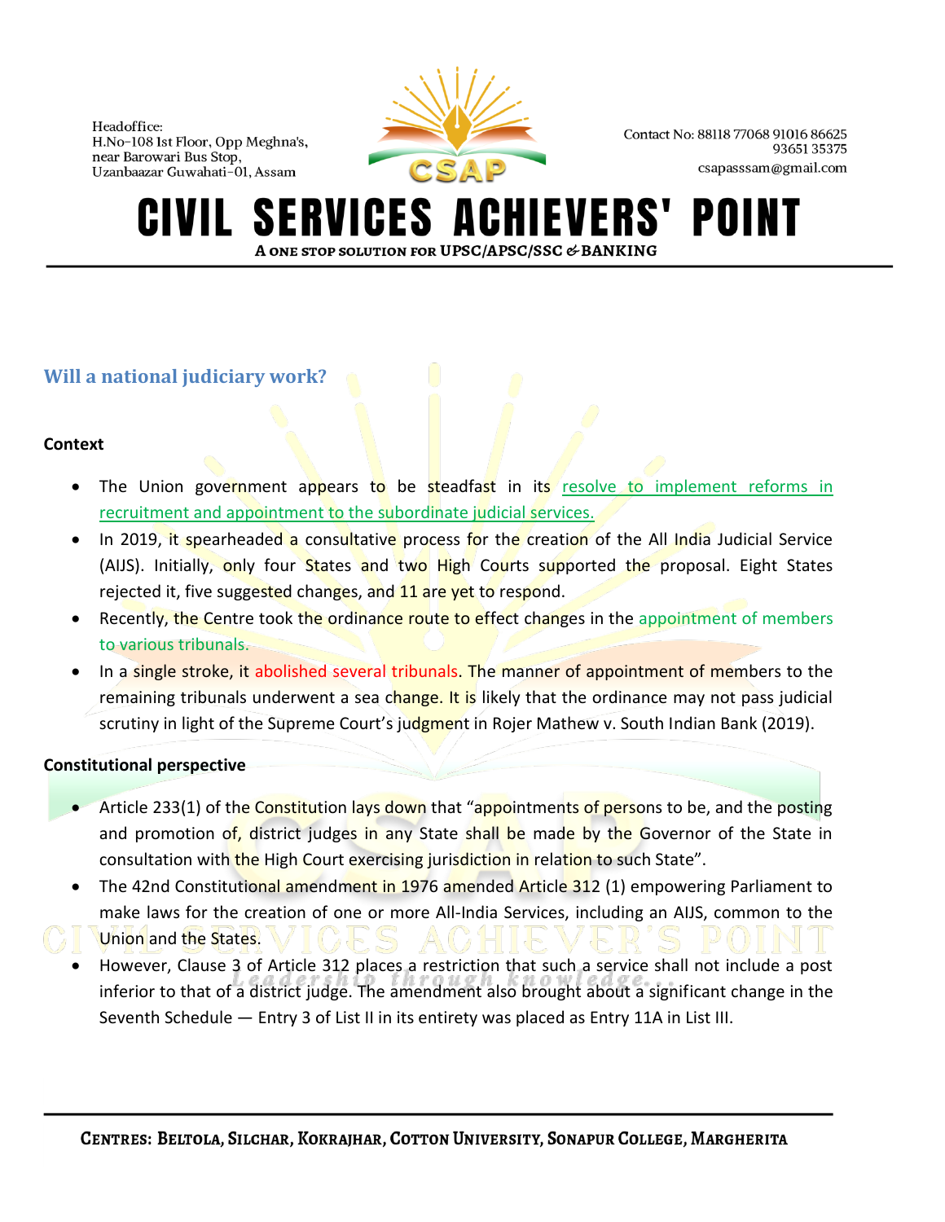## Will a national judiciary work?

**Context**

- The Union government appears to be steadfast in its resolve to implement reforms in recruitment and appointment to the subordinate judicial services.
- In 2019, it spearheaded a consultative process for the creation of the All India Judicial Service (AIJS). Initially, only four States and two High Courts supported the proposal. Eight States rejected it, five suggested changes, and 11 are yet to respond.
- Recently, the Centre took the ordinance route to effect changes in the appointment of members to various tribunals.
- In a single stroke, it abolished several tribunals. The manner of appointment of members to the remaining tribunals underwent a sea change. It is likely that the ordinance may not pass judicial scrutiny in light of the Supreme Court's judgment in Rojer Mathew v. South Indian Bank (2019).

**Constitutional perspective**

- Article 233(1) of the Constitution lays down that "appointments of persons to be, and the posting and promotion of, district judges in any State shall be made by the Governor of the State in consultation with the High Court exercising jurisdiction in relation to such State".
- The 42nd Constitutional amendment in 1976 amended Article 312 (1) empowering Parliament to make laws for the creation of one or more All-India Services, including an AIJS, common to the Union and the States.
- However, Clause 3 of Article 312 places a restriction that such a service shall not include a post inferior to that of a district judge. The amendment also brought about a significant change in the Seventh Schedule — Entry 3 of List II in its entirety was placed as Entry 11A in List III.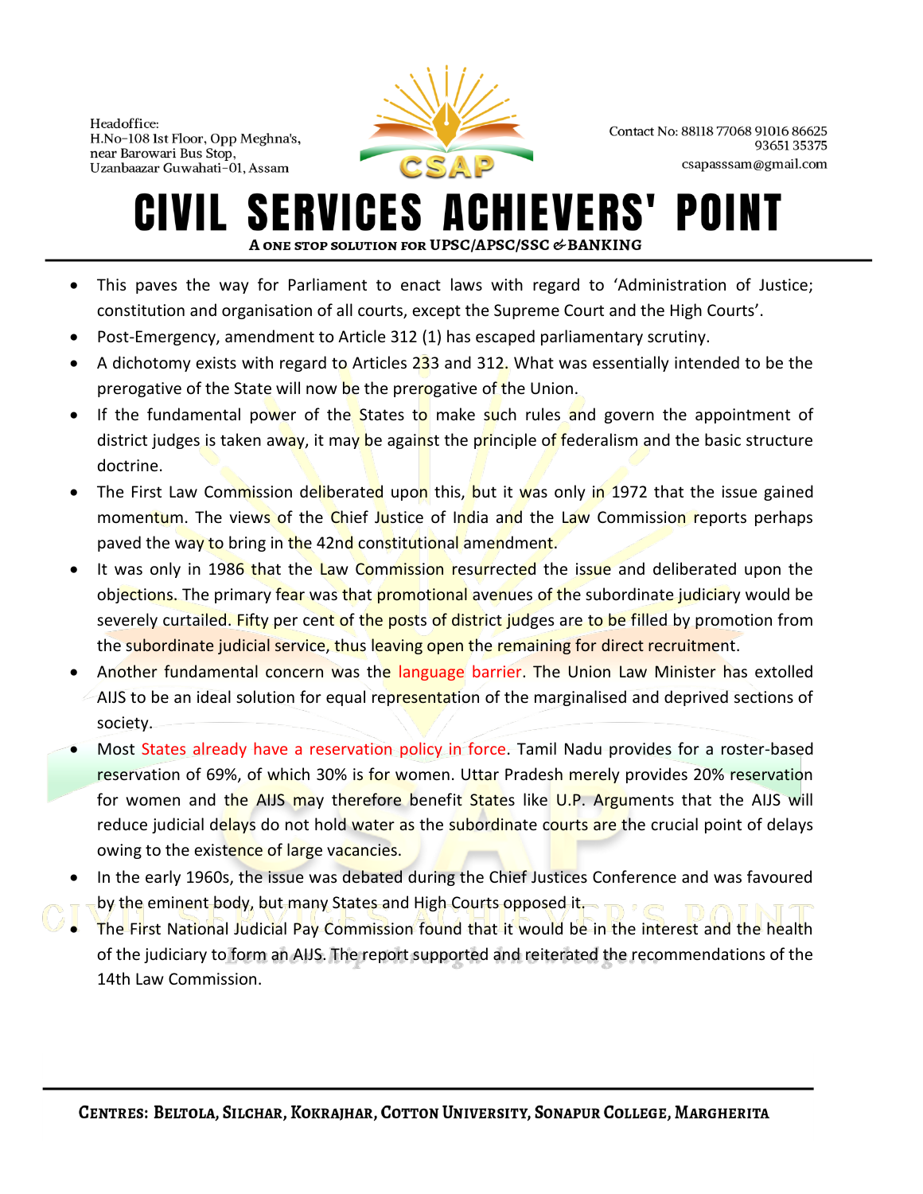- This paves the way for Parliament to enact laws with regard to 'Administration of Justice; constitution and organisation of all courts, except the Supreme Court and the High Courts'.
- Post-Emergency, amendment to Article 312 (1) has escaped parliamentary scrutiny.
- A dichotomy exists with regard to Articles 233 and 312. What was essentially intended to be the prerogative of the State will now be the prerogative of the Union.
- If the fundamental power of the States to make such rules and govern the appointment of district judges is taken away, it may be against the principle of federalism and the basic structure doctrine.
- The First Law Commission deliberated upon this, but it was only in 1972 that the issue gained momentum. The views of the Chief Justice of India and the Law Commission reports perhaps paved the way to bring in the 42nd constitutional amendment.
- It was only in 1986 that the Law Commission resurrected the issue and deliberated upon the objections. The primary fear was that promotional avenues of the subordinate judiciary would be severely curtailed. Fifty per cent of the posts of district judges are to be filled by promotion from the subordinate judicial service, thus leaving open the remaining for direct recruitment.
- Another fundamental concern was the language barrier. The Union Law Minister has extolled AIJS to be an ideal solution for equal representation of the marginalised and deprived sections of society.
- Most States already have a reservation policy in force. Tamil Nadu provides for a roster-based reservation of 69%, of which 30% is for women. Uttar Pradesh merely provides 20% reservation for women and the AIJS may therefore benefit States like U.P. Arguments that the AIJS will reduce judicial delays do not hold water as the subordinate courts are the crucial point of delays owing to the existence of large vacancies.
- In the early 1960s, the issue was debated during the Chief Justices Conference and was favoured by the eminent body, but many States and High Courts opposed it.
- The First National Judicial Pay Commission found that it would be in the interest and the health of the judiciary to form an AIJS. The report supported and reiterated the recommendations of the 14th Law Commission.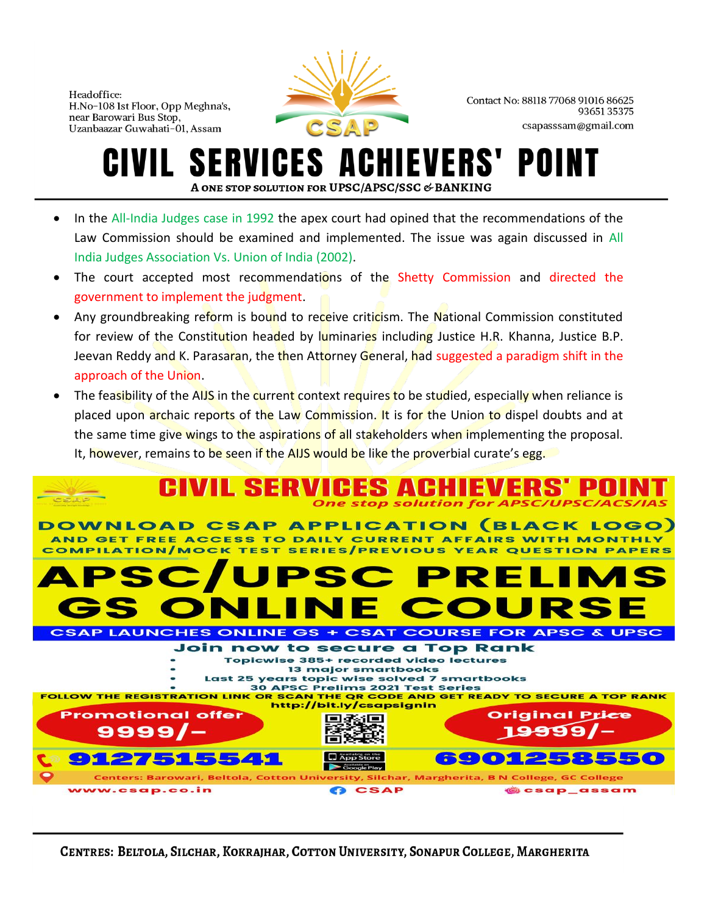- In the All-India Judges case in 1992 the apex court had opined that the recommendations of the Law Commission should be examined and implemented. The issue was again discussed in All India Judges Association Vs. Union of India (2002).
- The court accepted most recommendations of the Shetty Commission and directed the government to implement the judgment.
- Any groundbreaking reform is bound to receive criticism. The National Commission constituted for review of the Constitution headed by luminaries including Justice H.R. Khanna, Justice B.P. Jeevan Reddy and K. Parasaran, the then Attorney General, had suggested a paradigm shift in the approach of the Union.
- The feasibility of the AIJS in the current context requires to be studied, especially when reliance is placed upon archaic reports of the Law Commission. It is for the Union to dispel doubts and at the same time give wings to the aspirations of all stakeholders when implementing the proposal. It, however, remains to be seen if the AIJS would be like the proverbial curate's egg.

# CIVIL SERVICES ACHIEVERS' POINT

*One stop solution for APSC/UPSC/ACS/IAS*

**DOWNLOAD CSAP APPLICATION (BLACK LOGO)**

AND GET FREE ACCESS TO DAILY CURRENT AFFAIRS WITH MONTHLY COMPILATION/MOCK TEST SERIES/PREVIOUS YEAR QUESTION PAPERS

# APSC/UPSC PRELIMS GS ONLINE COURSE

**CSAP LAUNCHES ONLINE GS + CSAT COURSE FOR APSC & UPSC**

**Join now to secure a Top Rank**

- Topicwise 385+ recorded video lectures
- 13 major smartbooks
- Last 25 years topic wise solved 7 smartbooks
- 30 APSC Prelims 2021 Test Series

FOLLOW THE REGISTRATION LINK OR SCAN THE QR CODE AND GET READY TO SECURE A TOP RANK

http://bit.ly/csapsignin

Promotional offer 9999/-

Original Price ~~19999/-~~

9127515541 | 6901258550

Centers: Barowari, Beltola, Cotton University, Silchar, Margherita, B N College, GC College

www.csap.co.in | CSAP | csap_assam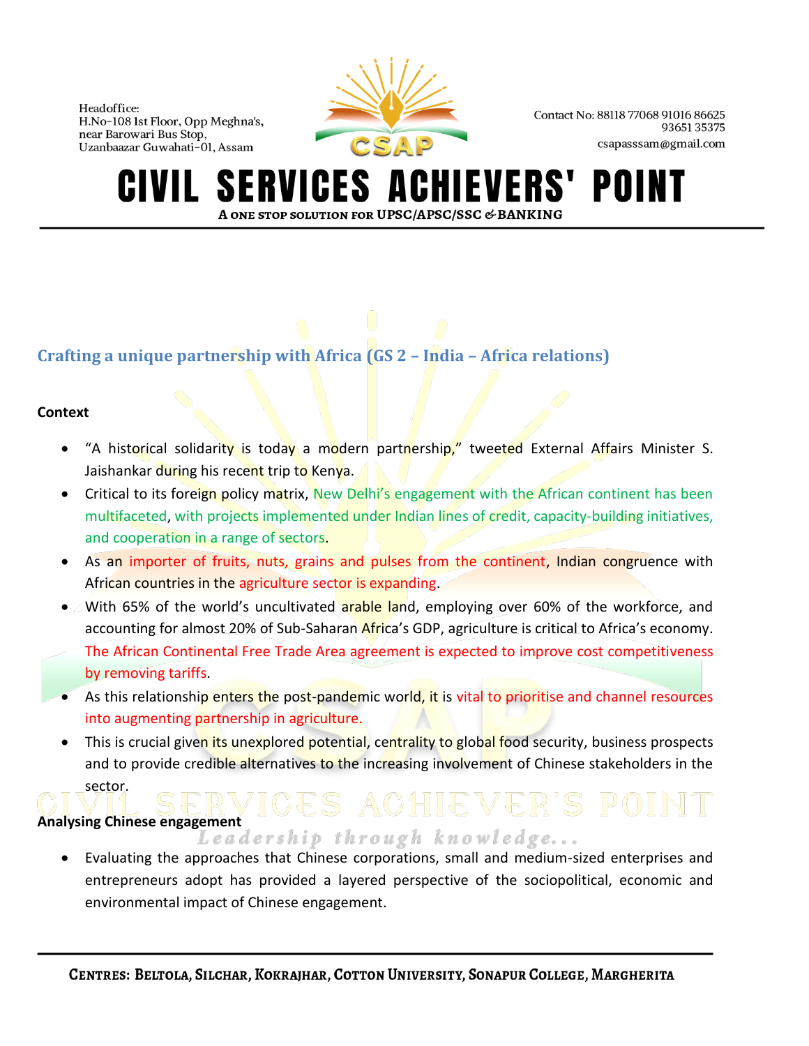## Crafting a unique partnership with Africa (GS 2 – India – Africa relations)

**Context**

- "A historical solidarity is today a modern partnership," tweeted External Affairs Minister S. Jaishankar during his recent trip to Kenya.
- Critical to its foreign policy matrix, New Delhi's engagement with the African continent has been multifaceted, with projects implemented under Indian lines of credit, capacity-building initiatives, and cooperation in a range of sectors.
- As an importer of fruits, nuts, grains and pulses from the continent, Indian congruence with African countries in the agriculture sector is expanding.
- With 65% of the world's uncultivated arable land, employing over 60% of the workforce, and accounting for almost 20% of Sub-Saharan Africa's GDP, agriculture is critical to Africa's economy. The African Continental Free Trade Area agreement is expected to improve cost competitiveness by removing tariffs.
- As this relationship enters the post-pandemic world, it is vital to prioritise and channel resources into augmenting partnership in agriculture.
- This is crucial given its unexplored potential, centrality to global food security, business prospects and to provide credible alternatives to the increasing involvement of Chinese stakeholders in the sector.

**Analysing Chinese engagement**

- Evaluating the approaches that Chinese corporations, small and medium-sized enterprises and entrepreneurs adopt has provided a layered perspective of the sociopolitical, economic and environmental impact of Chinese engagement.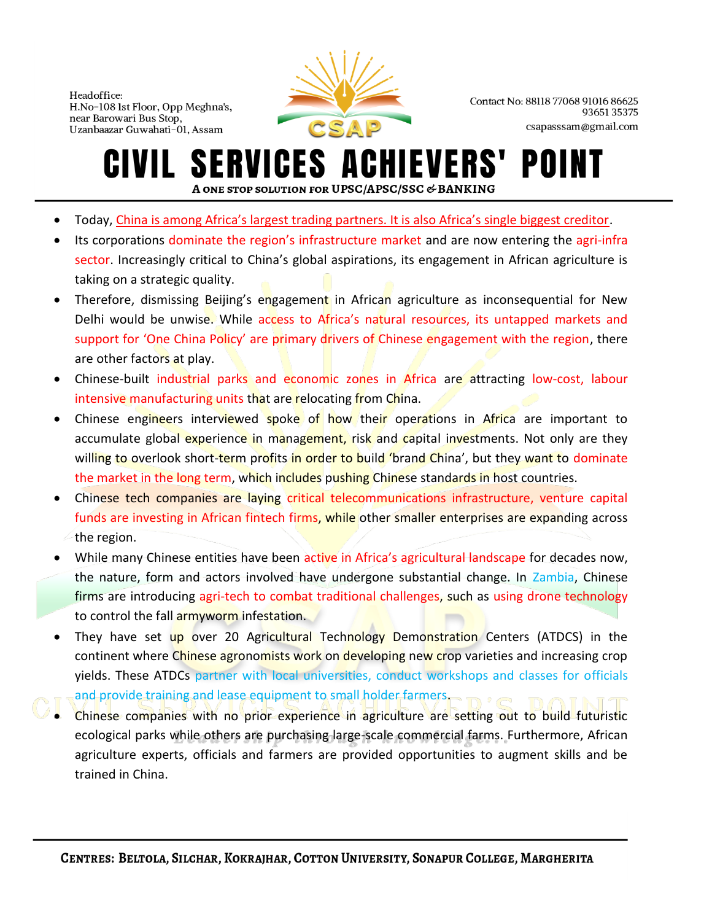- Today, China is among Africa's largest trading partners. It is also Africa's single biggest creditor.
- Its corporations dominate the region's infrastructure market and are now entering the agri-infra sector. Increasingly critical to China's global aspirations, its engagement in African agriculture is taking on a strategic quality.
- Therefore, dismissing Beijing's engagement in African agriculture as inconsequential for New Delhi would be unwise. While access to Africa's natural resources, its untapped markets and support for 'One China Policy' are primary drivers of Chinese engagement with the region, there are other factors at play.
- Chinese-built industrial parks and economic zones in Africa are attracting low-cost, labour intensive manufacturing units that are relocating from China.
- Chinese engineers interviewed spoke of how their operations in Africa are important to accumulate global experience in management, risk and capital investments. Not only are they willing to overlook short-term profits in order to build 'brand China', but they want to dominate the market in the long term, which includes pushing Chinese standards in host countries.
- Chinese tech companies are laying critical telecommunications infrastructure, venture capital funds are investing in African fintech firms, while other smaller enterprises are expanding across the region.
- While many Chinese entities have been active in Africa's agricultural landscape for decades now, the nature, form and actors involved have undergone substantial change. In Zambia, Chinese firms are introducing agri-tech to combat traditional challenges, such as using drone technology to control the fall armyworm infestation.
- They have set up over 20 Agricultural Technology Demonstration Centers (ATDCS) in the continent where Chinese agronomists work on developing new crop varieties and increasing crop yields. These ATDCs partner with local universities, conduct workshops and classes for officials and provide training and lease equipment to small holder farmers.
- Chinese companies with no prior experience in agriculture are setting out to build futuristic ecological parks while others are purchasing large-scale commercial farms. Furthermore, African agriculture experts, officials and farmers are provided opportunities to augment skills and be trained in China.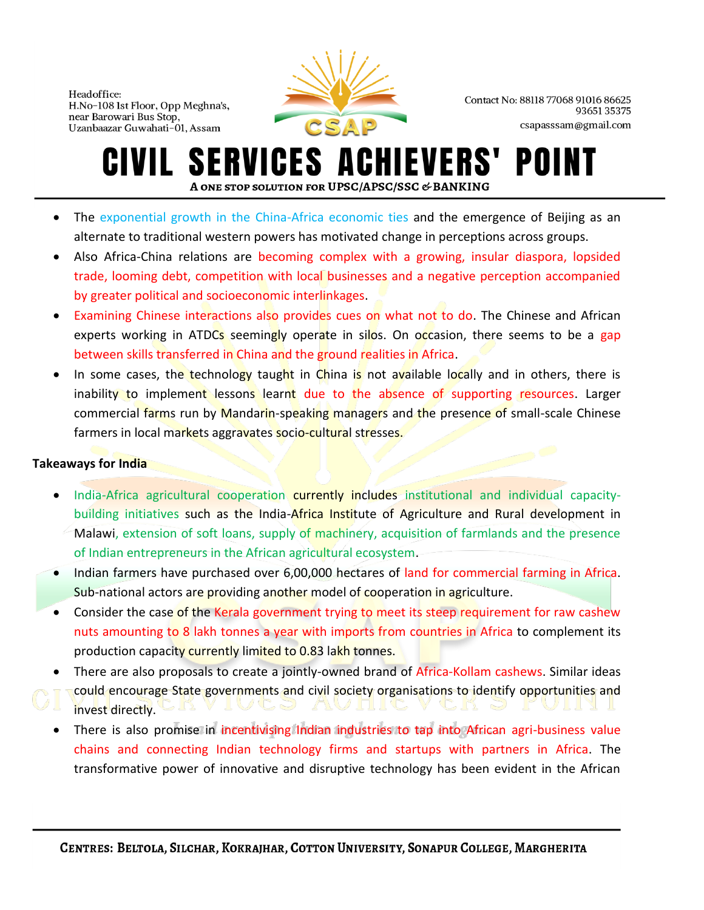- The exponential growth in the China-Africa economic ties and the emergence of Beijing as an alternate to traditional western powers has motivated change in perceptions across groups.
- Also Africa-China relations are becoming complex with a growing, insular diaspora, lopsided trade, looming debt, competition with local businesses and a negative perception accompanied by greater political and socioeconomic interlinkages.
- Examining Chinese interactions also provides cues on what not to do. The Chinese and African experts working in ATDCs seemingly operate in silos. On occasion, there seems to be a gap between skills transferred in China and the ground realities in Africa.
- In some cases, the technology taught in China is not available locally and in others, there is inability to implement lessons learnt due to the absence of supporting resources. Larger commercial farms run by Mandarin-speaking managers and the presence of small-scale Chinese farmers in local markets aggravates socio-cultural stresses.

**Takeaways for India**

- India-Africa agricultural cooperation currently includes institutional and individual capacity-building initiatives such as the India-Africa Institute of Agriculture and Rural development in Malawi, extension of soft loans, supply of machinery, acquisition of farmlands and the presence of Indian entrepreneurs in the African agricultural ecosystem.
- Indian farmers have purchased over 6,00,000 hectares of land for commercial farming in Africa. Sub-national actors are providing another model of cooperation in agriculture.
- Consider the case of the Kerala government trying to meet its steep requirement for raw cashew nuts amounting to 8 lakh tonnes a year with imports from countries in Africa to complement its production capacity currently limited to 0.83 lakh tonnes.
- There are also proposals to create a jointly-owned brand of Africa-Kollam cashews. Similar ideas could encourage State governments and civil society organisations to identify opportunities and invest directly.
- There is also promise in incentivising Indian industries to tap into African agri-business value chains and connecting Indian technology firms and startups with partners in Africa. The transformative power of innovative and disruptive technology has been evident in the African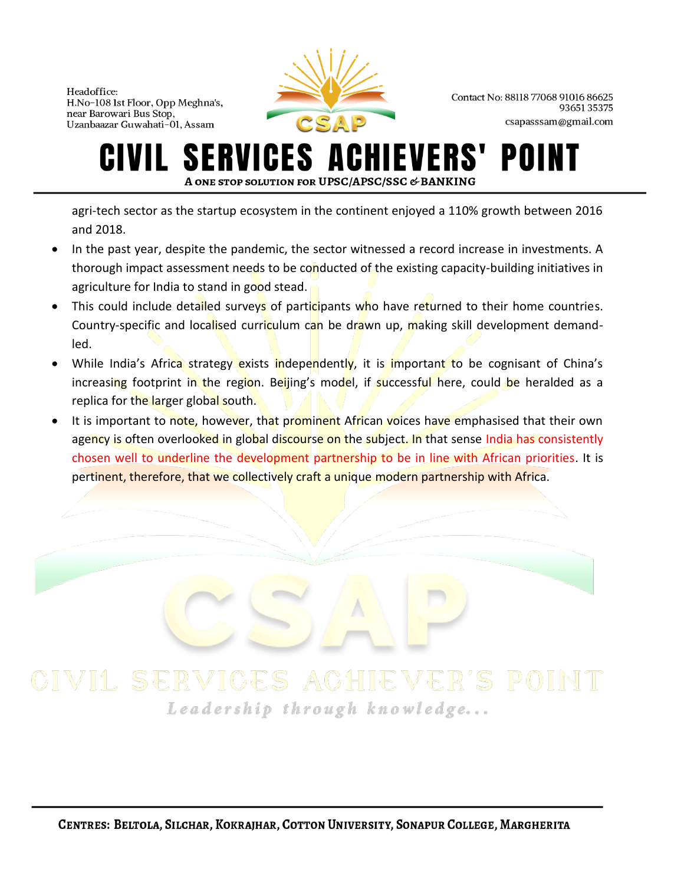agri-tech sector as the startup ecosystem in the continent enjoyed a 110% growth between 2016 and 2018.

- In the past year, despite the pandemic, the sector witnessed a record increase in investments. A thorough impact assessment needs to be conducted of the existing capacity-building initiatives in agriculture for India to stand in good stead.
- This could include detailed surveys of participants who have returned to their home countries. Country-specific and localised curriculum can be drawn up, making skill development demand-led.
- While India's Africa strategy exists independently, it is important to be cognisant of China's increasing footprint in the region. Beijing's model, if successful here, could be heralded as a replica for the larger global south.
- It is important to note, however, that prominent African voices have emphasised that their own agency is often overlooked in global discourse on the subject. In that sense India has consistently chosen well to underline the development partnership to be in line with African priorities. It is pertinent, therefore, that we collectively craft a unique modern partnership with Africa.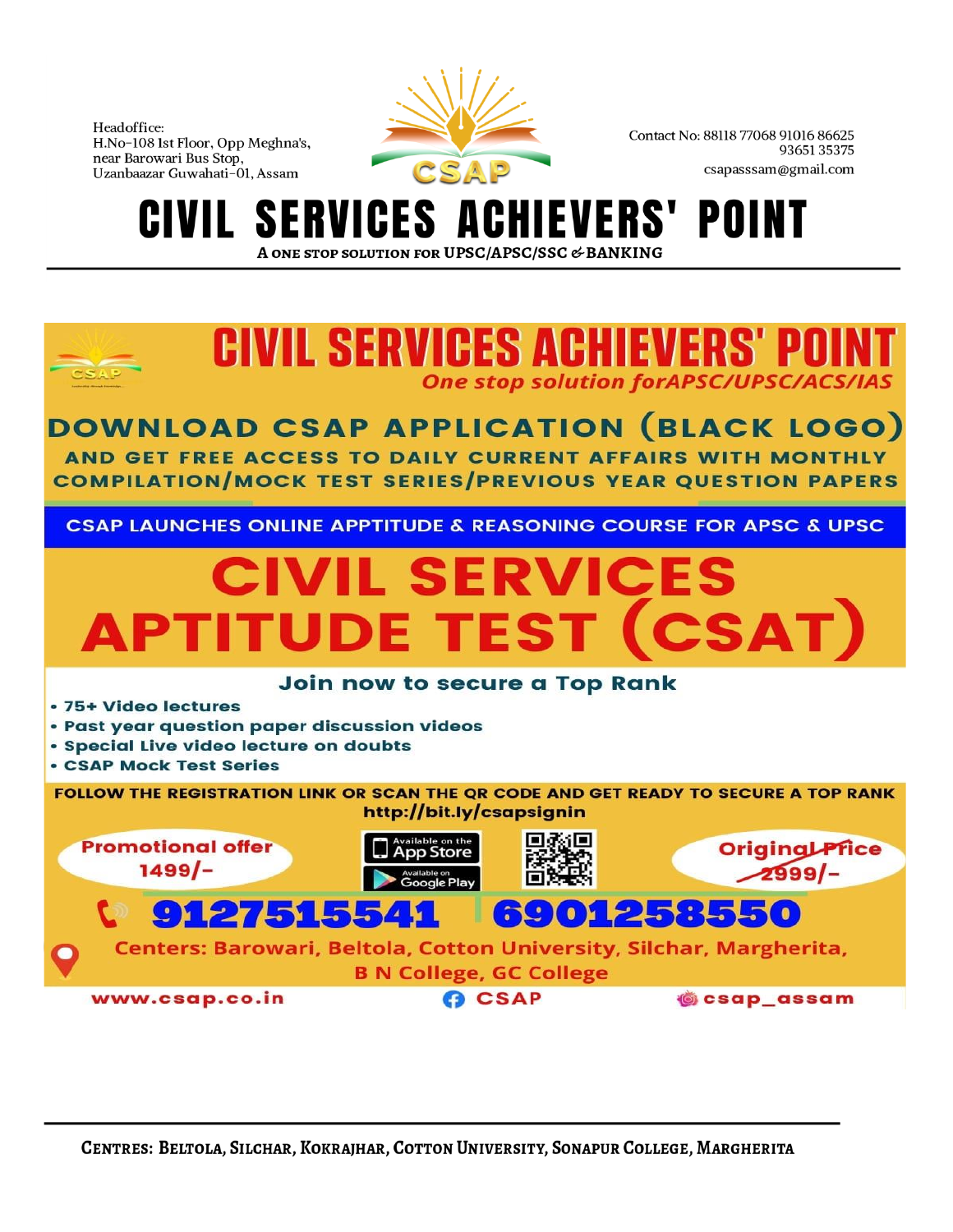Headoffice:
H.No-108 1st Floor, Opp Meghna's,
near Barowari Bus Stop,
Uzanbaazar Guwahati-01, Assam

Contact No: 88118 77068 91016 86625
93651 35375
csapasssam@gmail.com

# CIVIL SERVICES ACHIEVERS' POINT

A ONE STOP SOLUTION FOR UPSC/APSC/SSC & BANKING

---

# CIVIL SERVICES ACHIEVERS' POINT

*One stop solution forAPSC/UPSC/ACS/IAS*

## DOWNLOAD CSAP APPLICATION (BLACK LOGO)

**AND GET FREE ACCESS TO DAILY CURRENT AFFAIRS WITH MONTHLY COMPILATION/MOCK TEST SERIES/PREVIOUS YEAR QUESTION PAPERS**

**CSAP LAUNCHES ONLINE APPTITUDE & REASONING COURSE FOR APSC & UPSC**

# CIVIL SERVICES APTITUDE TEST (CSAT)

**Join now to secure a Top Rank**

- 75+ Video lectures
- Past year question paper discussion videos
- Special Live video lecture on doubts
- CSAP Mock Test Series

**FOLLOW THE REGISTRATION LINK OR SCAN THE QR CODE AND GET READY TO SECURE A TOP RANK**

**http://bit.ly/csapsignin**

Promotional offer 1499/-

Available on the App Store

Available on Google Play

Original Price ~~2999/-~~

**9127515541 | 6901258550**

Centers: Barowari, Beltola, Cotton University, Silchar, Margherita, B N College, GC College

www.csap.co.in | CSAP | csap_assam

---

CENTRES: BELTOLA, SILCHAR, KOKRAJHAR, COTTON UNIVERSITY, SONAPUR COLLEGE, MARGHERITA